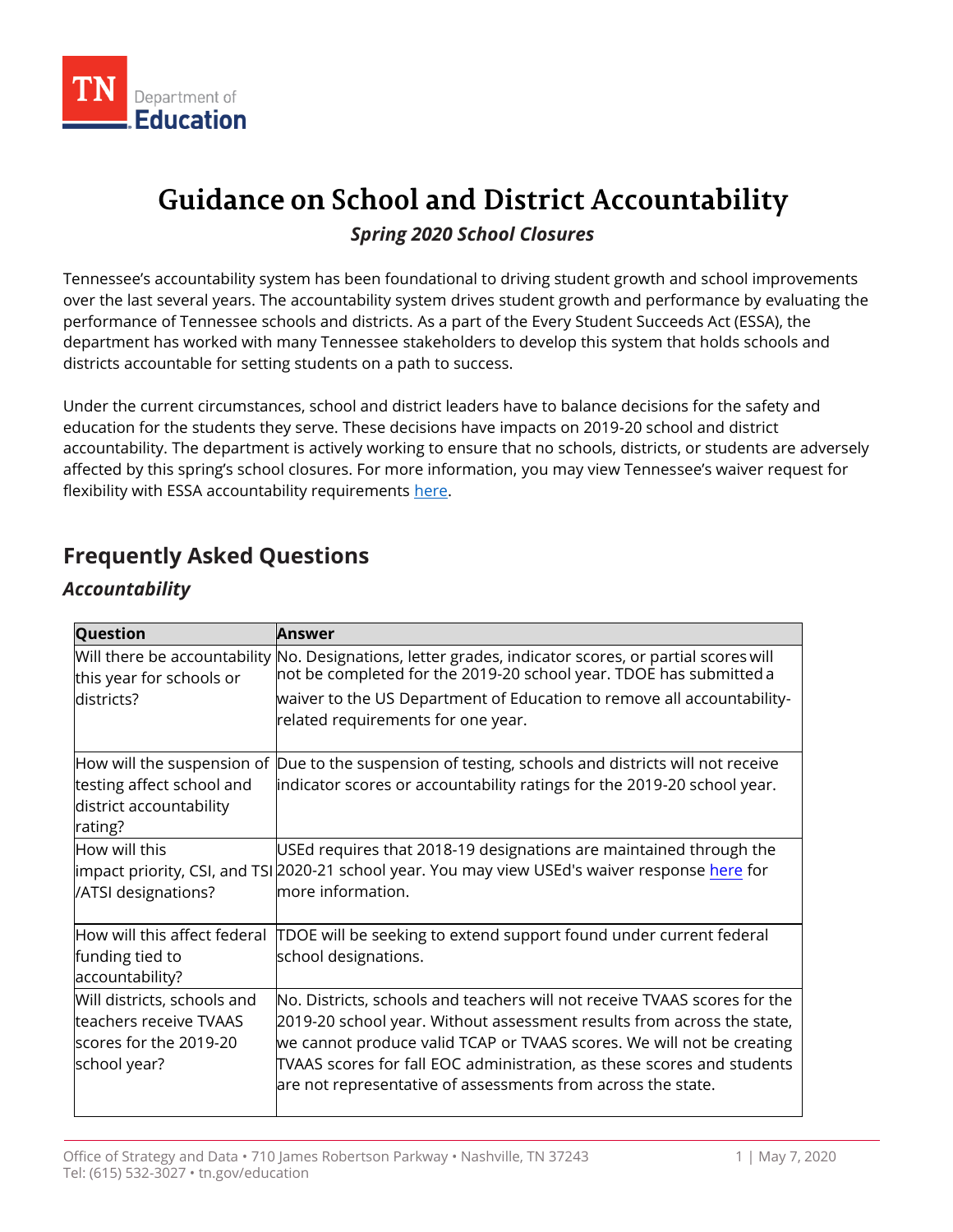# Guidance on School and District Accountability

***Spring 2020 School Closures***

Tennessee's accountability system has been foundational to driving student growth and school improvements over the last several years. The accountability system drives student growth and performance by evaluating the performance of Tennessee schools and districts. As a part of the Every Student Succeeds Act (ESSA), the department has worked with many Tennessee stakeholders to develop this system that holds schools and districts accountable for setting students on a path to success.

Under the current circumstances, school and district leaders have to balance decisions for the safety and education for the students they serve. These decisions have impacts on 2019-20 school and district accountability. The department is actively working to ensure that no schools, districts, or students are adversely affected by this spring's school closures. For more information, you may view Tennessee's waiver request for flexibility with ESSA accountability requirements here.

## Frequently Asked Questions

### *Accountability*

| Question | Answer |
|---|---|
| Will there be accountability this year for schools or districts? | No. Designations, letter grades, indicator scores, or partial scores will not be completed for the 2019-20 school year. TDOE has submitted a waiver to the US Department of Education to remove all accountability-related requirements for one year. |
| How will the suspension of testing affect school and district accountability rating? | Due to the suspension of testing, schools and districts will not receive indicator scores or accountability ratings for the 2019-20 school year. |
| How will this impact priority, CSI, and TSI /ATSI designations? | USEd requires that 2018-19 designations are maintained through the 2020-21 school year. You may view USEd's waiver response here for more information. |
| How will this affect federal funding tied to accountability? | TDOE will be seeking to extend support found under current federal school designations. |
| Will districts, schools and teachers receive TVAAS scores for the 2019-20 school year? | No. Districts, schools and teachers will not receive TVAAS scores for the 2019-20 school year. Without assessment results from across the state, we cannot produce valid TCAP or TVAAS scores. We will not be creating TVAAS scores for fall EOC administration, as these scores and students are not representative of assessments from across the state. |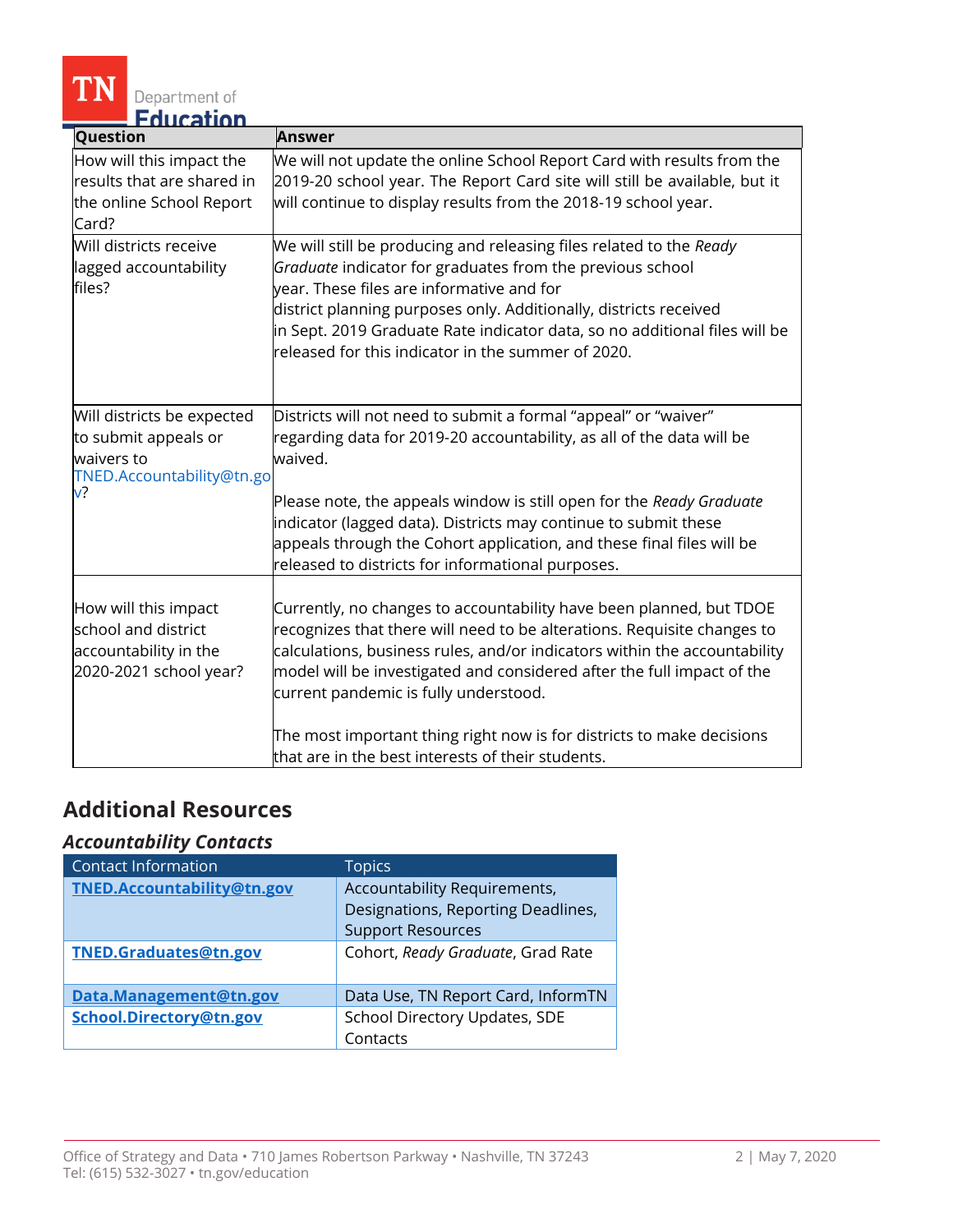| Question | Answer |
|---|---|
| How will this impact the results that are shared in the online School Report Card? | We will not update the online School Report Card with results from the 2019-20 school year. The Report Card site will still be available, but it will continue to display results from the 2018-19 school year. |
| Will districts receive lagged accountability files? | We will still be producing and releasing files related to the *Ready Graduate* indicator for graduates from the previous school year. These files are informative and for district planning purposes only. Additionally, districts received in Sept. 2019 Graduate Rate indicator data, so no additional files will be released for this indicator in the summer of 2020. |
| Will districts be expected to submit appeals or waivers to TNED.Accountability@tn.gov? | Districts will not need to submit a formal "appeal" or "waiver" regarding data for 2019-20 accountability, as all of the data will be waived.<br><br>Please note, the appeals window is still open for the *Ready Graduate* indicator (lagged data). Districts may continue to submit these appeals through the Cohort application, and these final files will be released to districts for informational purposes. |
| How will this impact school and district accountability in the 2020-2021 school year? | Currently, no changes to accountability have been planned, but TDOE recognizes that there will need to be alterations. Requisite changes to calculations, business rules, and/or indicators within the accountability model will be investigated and considered after the full impact of the current pandemic is fully understood.<br><br>The most important thing right now is for districts to make decisions that are in the best interests of their students. |

## Additional Resources

### *Accountability Contacts*

| Contact Information | Topics |
|---|---|
| **TNED.Accountability@tn.gov** | Accountability Requirements, Designations, Reporting Deadlines, Support Resources |
| **TNED.Graduates@tn.gov** | Cohort, *Ready Graduate*, Grad Rate |
| **Data.Management@tn.gov** | Data Use, TN Report Card, InformTN |
| **School.Directory@tn.gov** | School Directory Updates, SDE Contacts |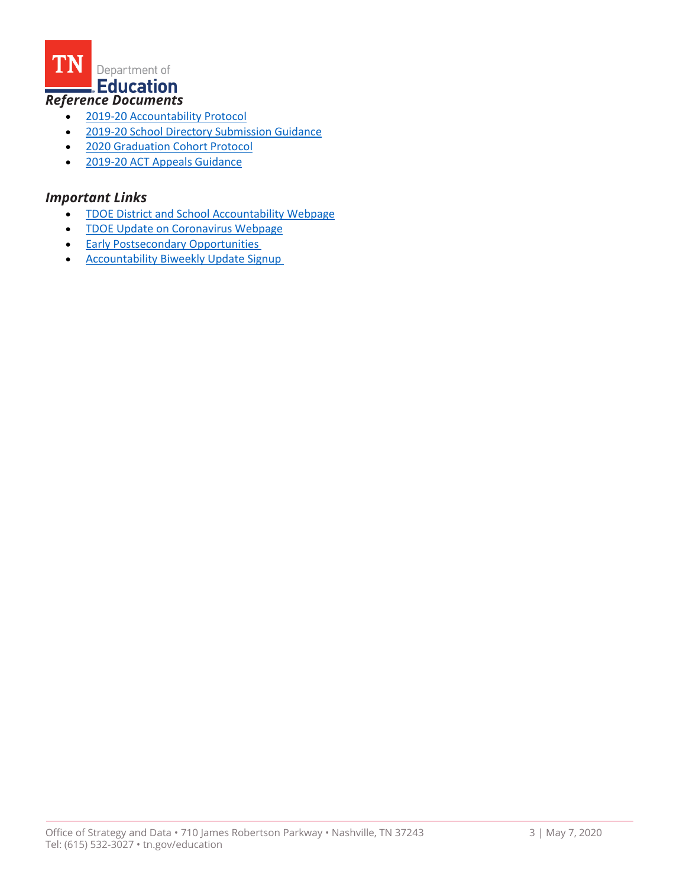### *Reference Documents*

- 2019-20 Accountability Protocol
- 2019-20 School Directory Submission Guidance
- 2020 Graduation Cohort Protocol
- 2019-20 ACT Appeals Guidance

### *Important Links*

- TDOE District and School Accountability Webpage
- TDOE Update on Coronavirus Webpage
- Early Postsecondary Opportunities
- Accountability Biweekly Update Signup